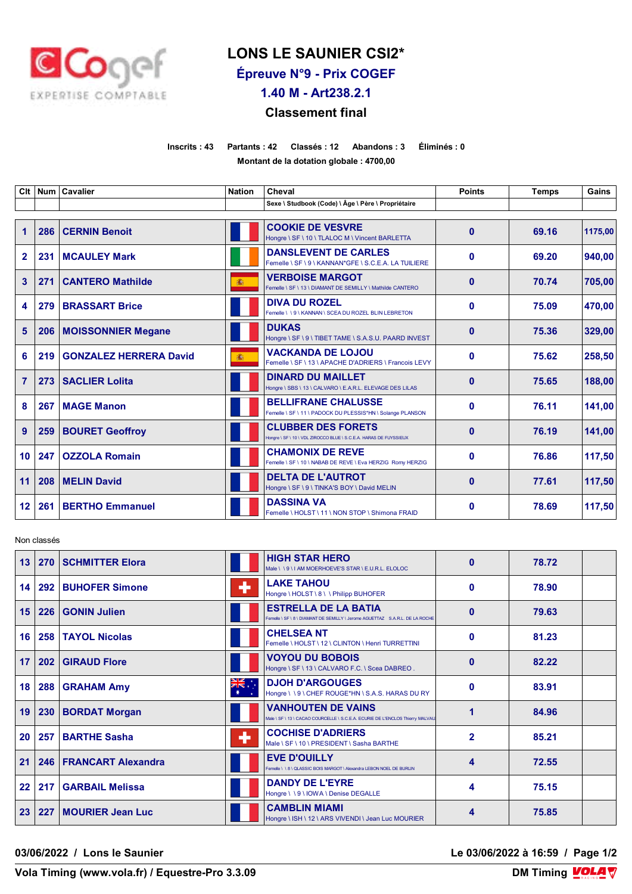# LONS LE SAUNIER CSI2*

## Épreuve N°9 - Prix COGEF

## 1.40 M - Art238.2.1

## Classement final

**Inscrits : 43 Partants : 42 Classés : 12 Abandons : 3 Éliminés : 0**

**Montant de la dotation globale : 4700,00**

| Clt | Num | Cavalier | Nation | Cheval<br>Sexe \ Studbook (Code) \ Âge \ Père \ Propriétaire | Points | Temps | Gains |
|---|---|---|---|---|---|---|---|
| 1 | 286 | CERNIN Benoit | | COOKIE DE VESVRE<br>Hongre \ SF \ 10 \ TLALOC M \ Vincent BARLETTA | 0 | 69.16 | 1175,00 |
| 2 | 231 | MCAULEY Mark | | DANSLEVENT DE CARLES<br>Femelle \ SF \ 9 \ KANNAN*GFE \ S.C.E.A. LA TUILIERE | 0 | 69.20 | 940,00 |
| 3 | 271 | CANTERO Mathilde | | VERBOISE MARGOT<br>Femelle \ SF \ 13 \ DIAMANT DE SEMILLY \ Mathilde CANTERO | 0 | 70.74 | 705,00 |
| 4 | 279 | BRASSART Brice | | DIVA DU ROZEL<br>Femelle \ \ 9 \ KANNAN \ SCEA DU ROZEL BLIN LEBRETON | 0 | 75.09 | 470,00 |
| 5 | 206 | MOISSONNIER Megane | | DUKAS<br>Hongre \ SF \ 9 \ TIBET TAME \ S.A.S.U. PAARD INVEST | 0 | 75.36 | 329,00 |
| 6 | 219 | GONZALEZ HERRERA David | | VACKANDA DE LOJOU<br>Femelle \ SF \ 13 \ APACHE D'ADRIERS \ Francois LEVY | 0 | 75.62 | 258,50 |
| 7 | 273 | SACLIER Lolita | | DINARD DU MAILLET<br>Hongre \ SBS \ 13 \ CALVARO \ E.A.R.L. ELEVAGE DES LILAS | 0 | 75.65 | 188,00 |
| 8 | 267 | MAGE Manon | | BELLIFRANE CHALUSSE<br>Femelle \ SF \ 11 \ PADOCK DU PLESSIS*HN \ Solange PLANSON | 0 | 76.11 | 141,00 |
| 9 | 259 | BOURET Geoffroy | | CLUBBER DES FORETS<br>Hongre \ SF \ 10 \ VDL ZIROCCO BLUE \ S.C.E.A. HARAS DE FUYSSIEUX | 0 | 76.19 | 141,00 |
| 10 | 247 | OZZOLA Romain | | CHAMONIX DE REVE<br>Femelle \ SF \ 10 \ NABAB DE REVE \ Eva HERZIG Romy HERZIG | 0 | 76.86 | 117,50 |
| 11 | 208 | MELIN David | | DELTA DE L'AUTROT<br>Hongre \ SF \ 9 \ TINKA'S BOY \ David MELIN | 0 | 77.61 | 117,50 |
| 12 | 261 | BERTHO Emmanuel | | DASSINA VA<br>Femelle \ HOLST \ 11 \ NON STOP \ Shimona FRAID | 0 | 78.69 | 117,50 |

Non classés

| Clt | Num | Cavalier | Nation | Cheval | Points | Temps | Gains |
|---|---|---|---|---|---|---|---|
| 13 | 270 | SCHMITTER Elora | | HIGH STAR HERO<br>Male \ \ 9 \ I AM MOERHOEVE'S STAR \ E.U.R.L. ELOLOC | 0 | 78.72 | |
| 14 | 292 | BUHOFER Simone | | LAKE TAHOU<br>Hongre \ HOLST \ 8 \ \ Philipp BUHOFER | 0 | 78.90 | |
| 15 | 226 | GONIN Julien | | ESTRELLA DE LA BATIA<br>Femelle \ SF \ 8 \ DIAMANT DE SEMILLY \ Jerome AGUETTAZ S.A.R.L. DE LA ROCHE | 0 | 79.63 | |
| 16 | 258 | TAYOL Nicolas | | CHELSEA NT<br>Femelle \ HOLST \ 12 \ CLINTON \ Henri TURRETTINI | 0 | 81.23 | |
| 17 | 202 | GIRAUD Flore | | VOYOU DU BOBOIS<br>Hongre \ SF \ 13 \ CALVARO F.C. \ Scea DABREO . | 0 | 82.22 | |
| 18 | 288 | GRAHAM Amy | | DJOH D'ARGOUGES<br>Hongre \ \ 9 \ CHEF ROUGE*HN \ S.A.S. HARAS DU RY | 0 | 83.91 | |
| 19 | 230 | BORDAT Morgan | | VANHOUTEN DE VAINS<br>Male \ SF \ 13 \ CACAO COURCELLE \ S.C.E.A. ECURIE DE L'ENCLOS Thierry MALVAU | 1 | 84.96 | |
| 20 | 257 | BARTHE Sasha | | COCHISE D'ADRIERS<br>Male \ SF \ 10 \ PRESIDENT \ Sasha BARTHE | 2 | 85.21 | |
| 21 | 246 | FRANCART Alexandra | | EVE D'OUILLY<br>Femelle \ \ 8 \ QLASSIC BOIS MARGOT \ Alexandra LEBON NOEL DE BURLIN | 4 | 72.55 | |
| 22 | 217 | GARBAIL Melissa | | DANDY DE L'EYRE<br>Hongre \ \ 9 \ IOWA \ Denise DEGALLE | 4 | 75.15 | |
| 23 | 227 | MOURIER Jean Luc | | CAMBLIN MIAMI<br>Hongre \ ISH \ 12 \ ARS VIVENDI \ Jean Luc MOURIER | 4 | 75.85 | |

03/06/2022 / Lons le Saunier — Le 03/06/2022 à 16:59

Vola Timing (www.vola.fr) / Equestre-Pro 3.3.09 — DM Timing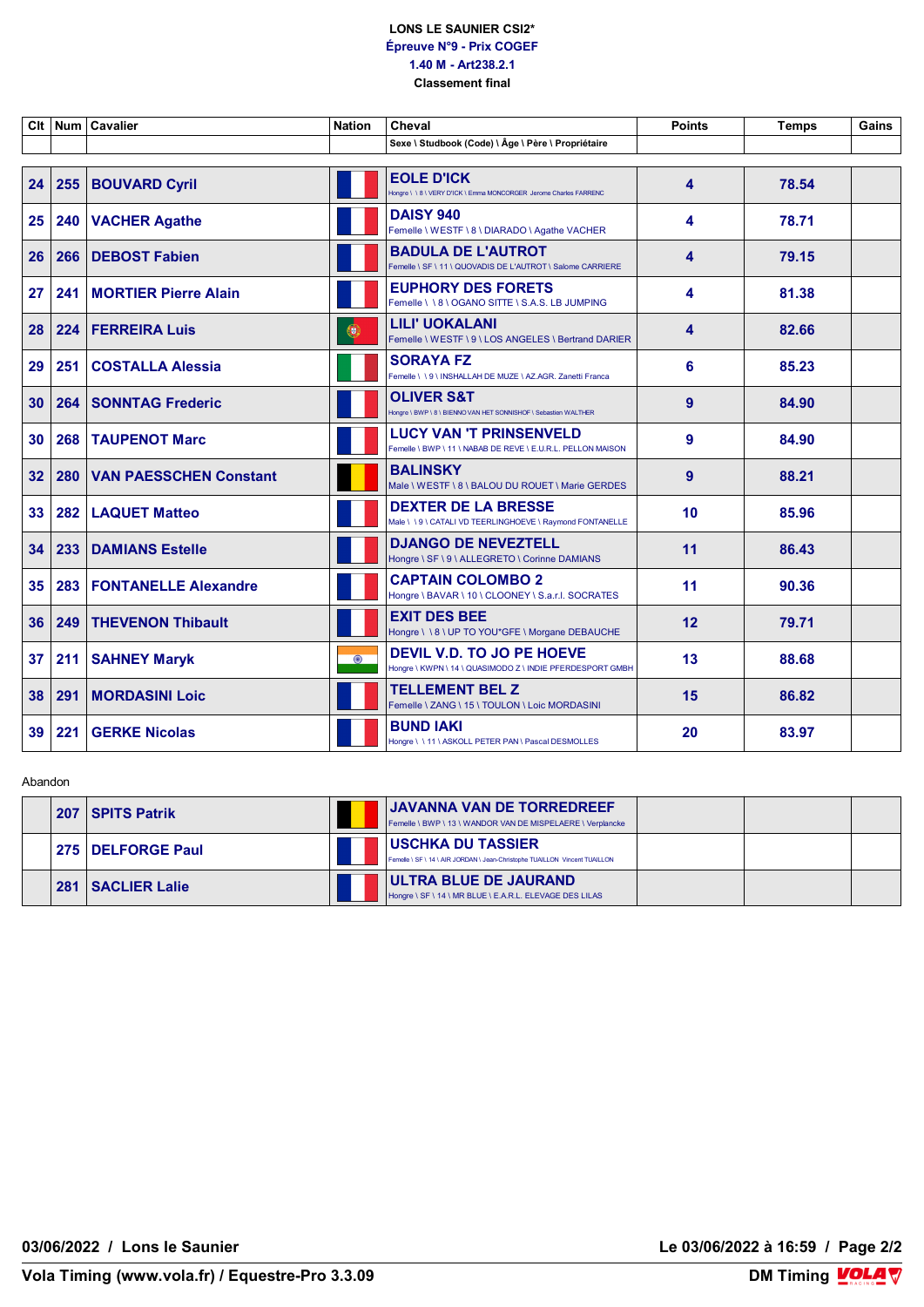**LONS LE SAUNIER CSI2***

**Épreuve N°9 - Prix COGEF**

**1.40 M - Art238.2.1**

**Classement final**

| Clt | Num | Cavalier | Nation | Cheval<br>Sexe \ Studbook (Code) \ Âge \ Père \ Propriétaire | Points | Temps | Gains |
|---|---|---|---|---|---|---|---|
| 24 | 255 | BOUVARD Cyril | | EOLE D'ICK<br>Hongre \ \ 8 \ VERY D'ICK \ Emma MONCORGER Jerome Charles FARRENC | 4 | 78.54 | |
| 25 | 240 | VACHER Agathe | | DAISY 940<br>Femelle \ WESTF \ 8 \ DIARADO \ Agathe VACHER | 4 | 78.71 | |
| 26 | 266 | DEBOST Fabien | | BADULA DE L'AUTROT<br>Femelle \ SF \ 11 \ QUOVADIS DE L'AUTROT \ Salome CARRIERE | 4 | 79.15 | |
| 27 | 241 | MORTIER Pierre Alain | | EUPHORY DES FORETS<br>Femelle \ \ 8 \ OGANO SITTE \ S.A.S. LB JUMPING | 4 | 81.38 | |
| 28 | 224 | FERREIRA Luis | | LILI' UOKALANI<br>Femelle \ WESTF \ 9 \ LOS ANGELES \ Bertrand DARIER | 4 | 82.66 | |
| 29 | 251 | COSTALLA Alessia | | SORAYA FZ<br>Femelle \ \ 9 \ INSHALLAH DE MUZE \ AZ.AGR. Zanetti Franca | 6 | 85.23 | |
| 30 | 264 | SONNTAG Frederic | | OLIVER S&T<br>Hongre \ BWP \ 8 \ BIENNO VAN HET SONNISHOF \ Sebastien WALTHER | 9 | 84.90 | |
| 30 | 268 | TAUPENOT Marc | | LUCY VAN 'T PRINSENVELD<br>Femelle \ BWP \ 11 \ NABAB DE REVE \ E.U.R.L. PELLON MAISON | 9 | 84.90 | |
| 32 | 280 | VAN PAESSCHEN Constant | | BALINSKY<br>Male \ WESTF \ 8 \ BALOU DU ROUET \ Marie GERDES | 9 | 88.21 | |
| 33 | 282 | LAQUET Matteo | | DEXTER DE LA BRESSE<br>Male \ \ 9 \ CATALI VD TEERLINGHOEVE \ Raymond FONTANELLE | 10 | 85.96 | |
| 34 | 233 | DAMIANS Estelle | | DJANGO DE NEVEZTELL<br>Hongre \ SF \ 9 \ ALLEGRETO \ Corinne DAMIANS | 11 | 86.43 | |
| 35 | 283 | FONTANELLE Alexandre | | CAPTAIN COLOMBO 2<br>Hongre \ BAVAR \ 10 \ CLOONEY \ S.a.r.l. SOCRATES | 11 | 90.36 | |
| 36 | 249 | THEVENON Thibault | | EXIT DES BEE<br>Hongre \ \ 8 \ UP TO YOU*GFE \ Morgane DEBAUCHE | 12 | 79.71 | |
| 37 | 211 | SAHNEY Maryk | | DEVIL V.D. TO JO PE HOEVE<br>Hongre \ KWPN \ 14 \ QUASIMODO Z \ INDIE PFERDESPORT GMBH | 13 | 88.68 | |
| 38 | 291 | MORDASINI Loic | | TELLEMENT BEL Z<br>Femelle \ ZANG \ 15 \ TOULON \ Loic MORDASINI | 15 | 86.82 | |
| 39 | 221 | GERKE Nicolas | | BUND IAKI<br>Hongre \ \ 11 \ ASKOLL PETER PAN \ Pascal DESMOLLES | 20 | 83.97 | |

Abandon

| Clt | Num | Cavalier | Nation | Cheval | Points | Temps | Gains |
|---|---|---|---|---|---|---|---|
| | 207 | SPITS Patrik | | JAVANNA VAN DE TORREDREEF<br>Femelle \ BWP \ 13 \ WANDOR VAN DE MISPELAERE \ Verplancke | | | |
| | 275 | DELFORGE Paul | | USCHKA DU TASSIER<br>Femelle \ SF \ 14 \ AIR JORDAN \ Jean-Christophe TUAILLON Vincent TUAILLON | | | |
| | 281 | SACLIER Lalie | | ULTRA BLUE DE JAURAND<br>Hongre \ SF \ 14 \ MR BLUE \ E.A.R.L. ELEVAGE DES LILAS | | | |

03/06/2022 / Lons le Saunier — Le 03/06/2022 à 16:59

Vola Timing (www.vola.fr) / Equestre-Pro 3.3.09 — DM Timing